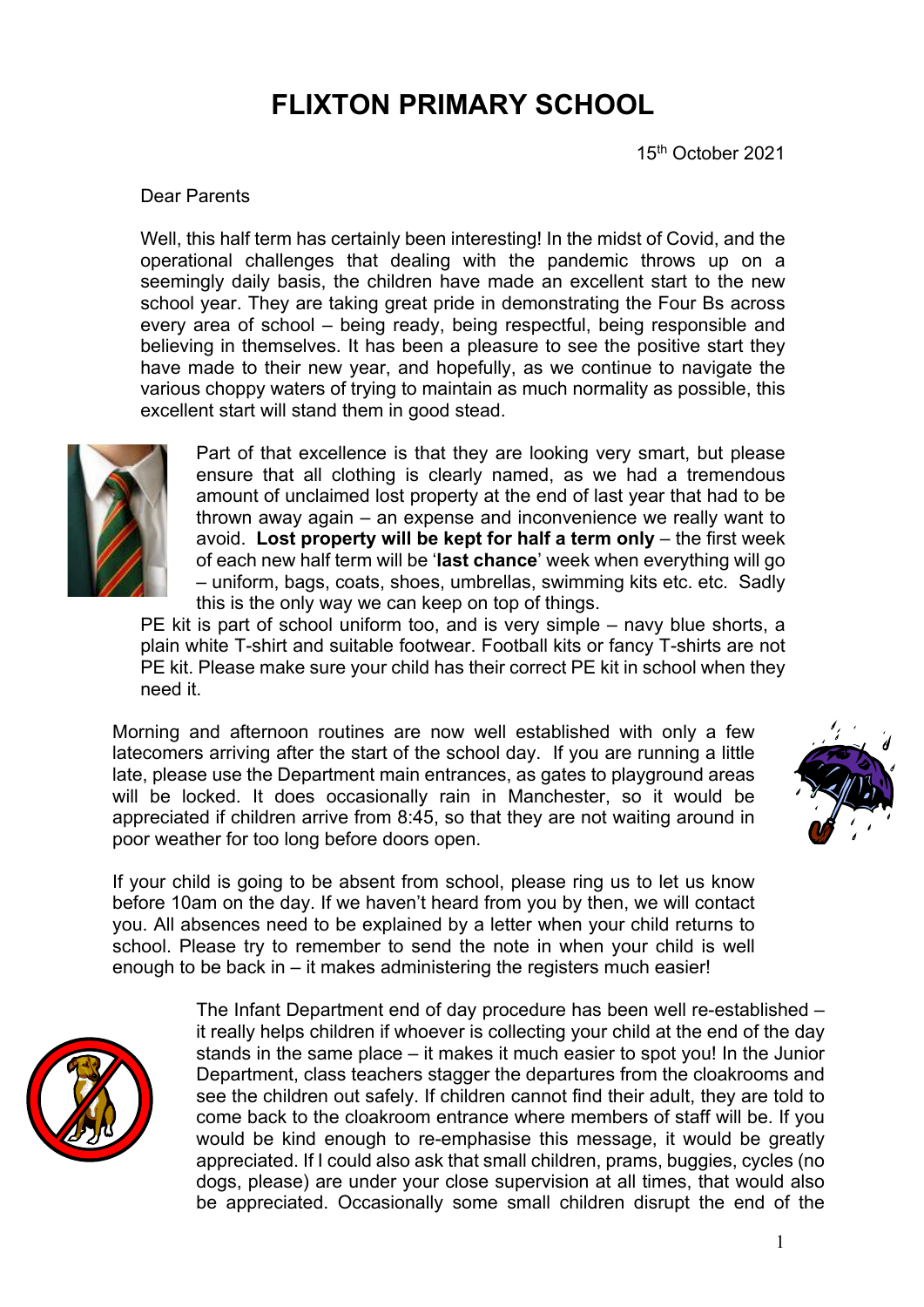# FLIXTON PRIMARY SCHOOL

15th October 2021

Dear Parents

Well, this half term has certainly been interesting! In the midst of Covid, and the operational challenges that dealing with the pandemic throws up on a seemingly daily basis, the children have made an excellent start to the new school year. They are taking great pride in demonstrating the Four Bs across every area of school – being ready, being respectful, being responsible and believing in themselves. It has been a pleasure to see the positive start they have made to their new year, and hopefully, as we continue to navigate the various choppy waters of trying to maintain as much normality as possible, this excellent start will stand them in good stead.

Part of that excellence is that they are looking very smart, but please ensure that all clothing is clearly named, as we had a tremendous amount of unclaimed lost property at the end of last year that had to be thrown away again – an expense and inconvenience we really want to avoid. **Lost property will be kept for half a term only** – the first week of each new half term will be '**last chance**' week when everything will go – uniform, bags, coats, shoes, umbrellas, swimming kits etc. etc. Sadly this is the only way we can keep on top of things.

PE kit is part of school uniform too, and is very simple – navy blue shorts, a plain white T-shirt and suitable footwear. Football kits or fancy T-shirts are not PE kit. Please make sure your child has their correct PE kit in school when they need it.

Morning and afternoon routines are now well established with only a few latecomers arriving after the start of the school day. If you are running a little late, please use the Department main entrances, as gates to playground areas will be locked. It does occasionally rain in Manchester, so it would be appreciated if children arrive from 8:45, so that they are not waiting around in poor weather for too long before doors open.

If your child is going to be absent from school, please ring us to let us know before 10am on the day. If we haven't heard from you by then, we will contact you. All absences need to be explained by a letter when your child returns to school. Please try to remember to send the note in when your child is well enough to be back in – it makes administering the registers much easier!

The Infant Department end of day procedure has been well re-established – it really helps children if whoever is collecting your child at the end of the day stands in the same place – it makes it much easier to spot you! In the Junior Department, class teachers stagger the departures from the cloakrooms and see the children out safely. If children cannot find their adult, they are told to come back to the cloakroom entrance where members of staff will be. If you would be kind enough to re-emphasise this message, it would be greatly appreciated. If I could also ask that small children, prams, buggies, cycles (no dogs, please) are under your close supervision at all times, that would also be appreciated. Occasionally some small children disrupt the end of the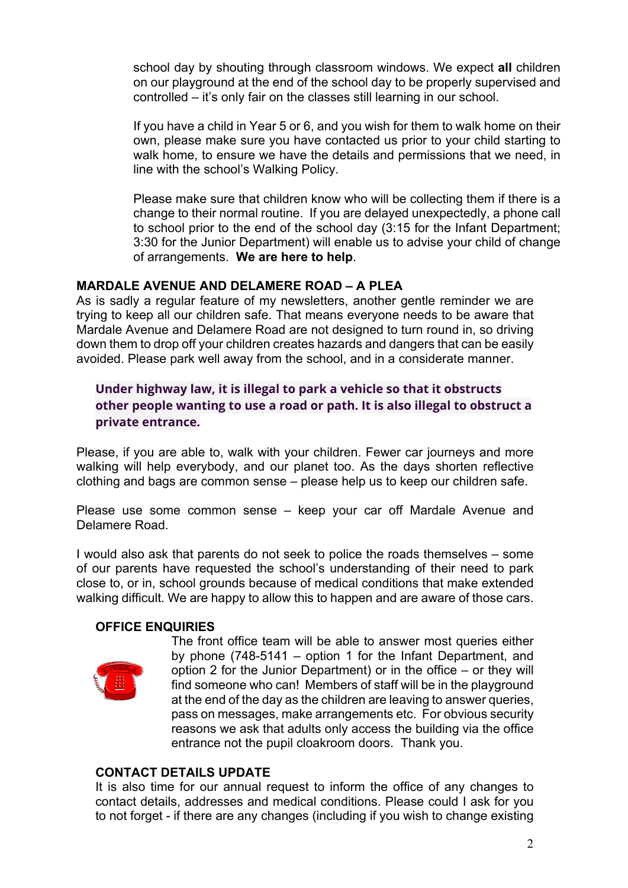school day by shouting through classroom windows. We expect **all** children on our playground at the end of the school day to be properly supervised and controlled – it's only fair on the classes still learning in our school.

If you have a child in Year 5 or 6, and you wish for them to walk home on their own, please make sure you have contacted us prior to your child starting to walk home, to ensure we have the details and permissions that we need, in line with the school's Walking Policy.

Please make sure that children know who will be collecting them if there is a change to their normal routine. If you are delayed unexpectedly, a phone call to school prior to the end of the school day (3:15 for the Infant Department; 3:30 for the Junior Department) will enable us to advise your child of change of arrangements. **We are here to help**.

**MARDALE AVENUE AND DELAMERE ROAD – A PLEA**

As is sadly a regular feature of my newsletters, another gentle reminder we are trying to keep all our children safe. That means everyone needs to be aware that Mardale Avenue and Delamere Road are not designed to turn round in, so driving down them to drop off your children creates hazards and dangers that can be easily avoided. Please park well away from the school, and in a considerate manner.

**Under highway law, it is illegal to park a vehicle so that it obstructs other people wanting to use a road or path. It is also illegal to obstruct a private entrance.**

Please, if you are able to, walk with your children. Fewer car journeys and more walking will help everybody, and our planet too. As the days shorten reflective clothing and bags are common sense – please help us to keep our children safe.

Please use some common sense – keep your car off Mardale Avenue and Delamere Road.

I would also ask that parents do not seek to police the roads themselves – some of our parents have requested the school's understanding of their need to park close to, or in, school grounds because of medical conditions that make extended walking difficult. We are happy to allow this to happen and are aware of those cars.

**OFFICE ENQUIRIES**

The front office team will be able to answer most queries either by phone (748-5141 – option 1 for the Infant Department, and option 2 for the Junior Department) or in the office – or they will find someone who can! Members of staff will be in the playground at the end of the day as the children are leaving to answer queries, pass on messages, make arrangements etc. For obvious security reasons we ask that adults only access the building via the office entrance not the pupil cloakroom doors. Thank you.

**CONTACT DETAILS UPDATE**

It is also time for our annual request to inform the office of any changes to contact details, addresses and medical conditions. Please could I ask for you to not forget - if there are any changes (including if you wish to change existing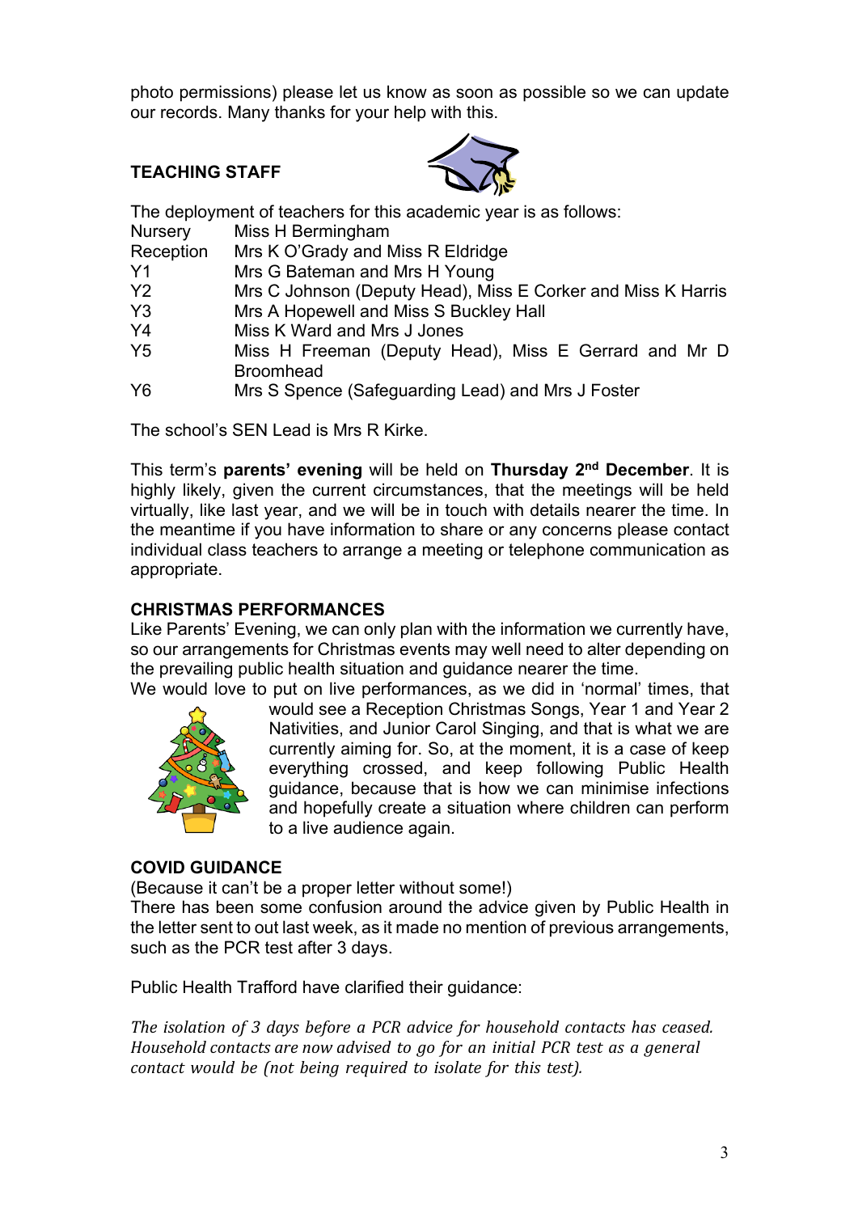photo permissions) please let us know as soon as possible so we can update our records. Many thanks for your help with this.

## TEACHING STAFF

The deployment of teachers for this academic year is as follows:

| | |
|---|---|
| Nursery | Miss H Bermingham |
| Reception | Mrs K O'Grady and Miss R Eldridge |
| Y1 | Mrs G Bateman and Mrs H Young |
| Y2 | Mrs C Johnson (Deputy Head), Miss E Corker and Miss K Harris |
| Y3 | Mrs A Hopewell and Miss S Buckley Hall |
| Y4 | Miss K Ward and Mrs J Jones |
| Y5 | Miss H Freeman (Deputy Head), Miss E Gerrard and Mr D Broomhead |
| Y6 | Mrs S Spence (Safeguarding Lead) and Mrs J Foster |

The school's SEN Lead is Mrs R Kirke.

This term's **parents' evening** will be held on **Thursday 2nd December**. It is highly likely, given the current circumstances, that the meetings will be held virtually, like last year, and we will be in touch with details nearer the time. In the meantime if you have information to share or any concerns please contact individual class teachers to arrange a meeting or telephone communication as appropriate.

## CHRISTMAS PERFORMANCES

Like Parents' Evening, we can only plan with the information we currently have, so our arrangements for Christmas events may well need to alter depending on the prevailing public health situation and guidance nearer the time.

We would love to put on live performances, as we did in 'normal' times, that would see a Reception Christmas Songs, Year 1 and Year 2 Nativities, and Junior Carol Singing, and that is what we are currently aiming for. So, at the moment, it is a case of keep everything crossed, and keep following Public Health guidance, because that is how we can minimise infections and hopefully create a situation where children can perform to a live audience again.

## COVID GUIDANCE

(Because it can't be a proper letter without some!)

There has been some confusion around the advice given by Public Health in the letter sent to out last week, as it made no mention of previous arrangements, such as the PCR test after 3 days.

Public Health Trafford have clarified their guidance:

*The isolation of 3 days before a PCR advice for household contacts has ceased. Household contacts are now advised to go for an initial PCR test as a general contact would be (not being required to isolate for this test).*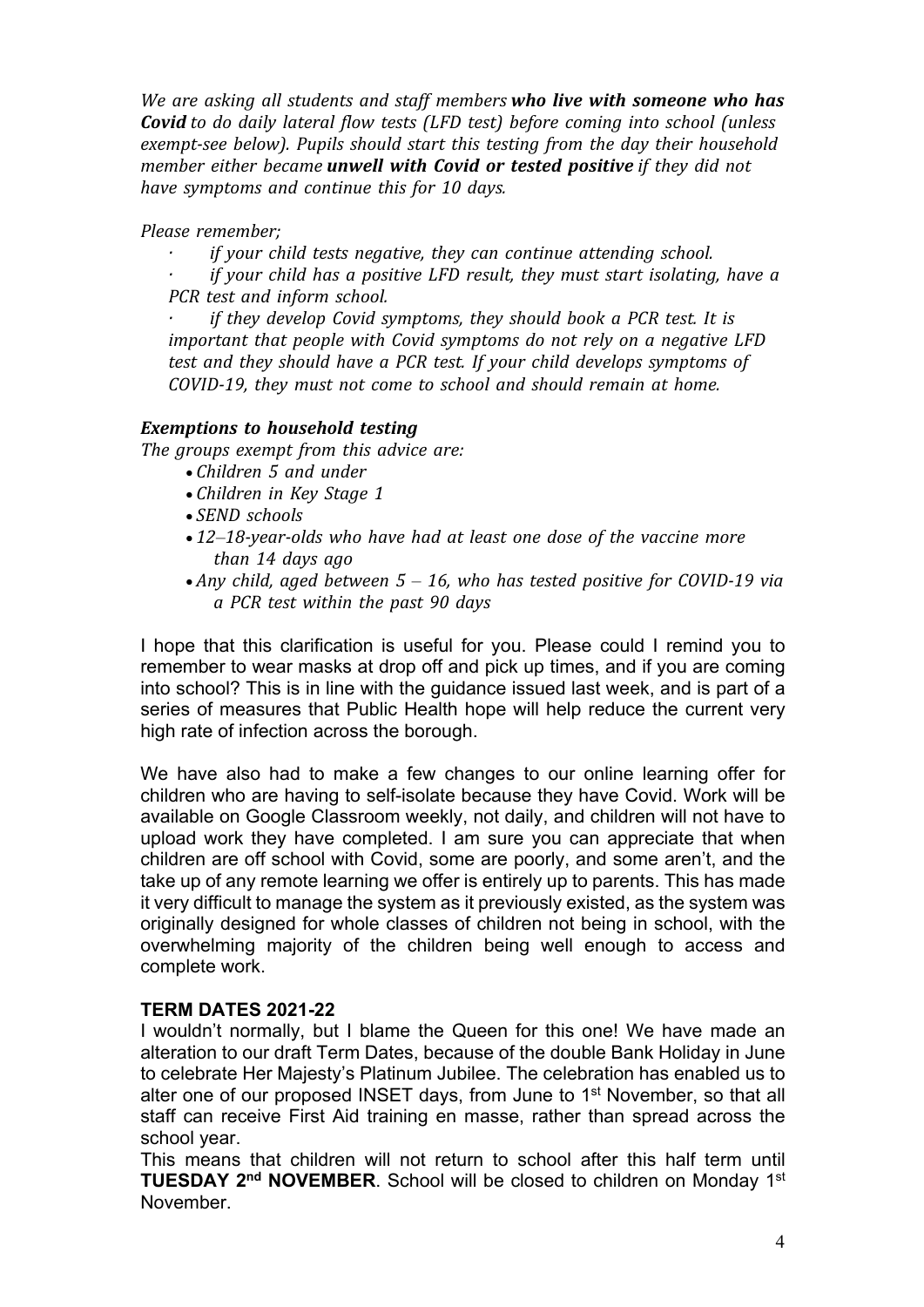*We are asking all students and staff members* ***who live with someone who has Covid*** *to do daily lateral flow tests (LFD test) before coming into school (unless exempt-see below). Pupils should start this testing from the day their household member either became* ***unwell with Covid or tested positive*** *if they did not have symptoms and continue this for 10 days.*

*Please remember;*

- *if your child tests negative, they can continue attending school.*
- *if your child has a positive LFD result, they must start isolating, have a PCR test and inform school.*
- *if they develop Covid symptoms, they should book a PCR test. It is important that people with Covid symptoms do not rely on a negative LFD test and they should have a PCR test. If your child develops symptoms of COVID-19, they must not come to school and should remain at home.*

***Exemptions to household testing***

*The groups exempt from this advice are:*

- *Children 5 and under*
- *Children in Key Stage 1*
- *SEND schools*
- *12–18-year-olds who have had at least one dose of the vaccine more than 14 days ago*
- *Any child, aged between 5 – 16, who has tested positive for COVID-19 via a PCR test within the past 90 days*

I hope that this clarification is useful for you. Please could I remind you to remember to wear masks at drop off and pick up times, and if you are coming into school? This is in line with the guidance issued last week, and is part of a series of measures that Public Health hope will help reduce the current very high rate of infection across the borough.

We have also had to make a few changes to our online learning offer for children who are having to self-isolate because they have Covid. Work will be available on Google Classroom weekly, not daily, and children will not have to upload work they have completed. I am sure you can appreciate that when children are off school with Covid, some are poorly, and some aren't, and the take up of any remote learning we offer is entirely up to parents. This has made it very difficult to manage the system as it previously existed, as the system was originally designed for whole classes of children not being in school, with the overwhelming majority of the children being well enough to access and complete work.

**TERM DATES 2021-22**

I wouldn't normally, but I blame the Queen for this one! We have made an alteration to our draft Term Dates, because of the double Bank Holiday in June to celebrate Her Majesty's Platinum Jubilee. The celebration has enabled us to alter one of our proposed INSET days, from June to 1st November, so that all staff can receive First Aid training en masse, rather than spread across the school year.

This means that children will not return to school after this half term until **TUESDAY 2nd NOVEMBER**. School will be closed to children on Monday 1st November.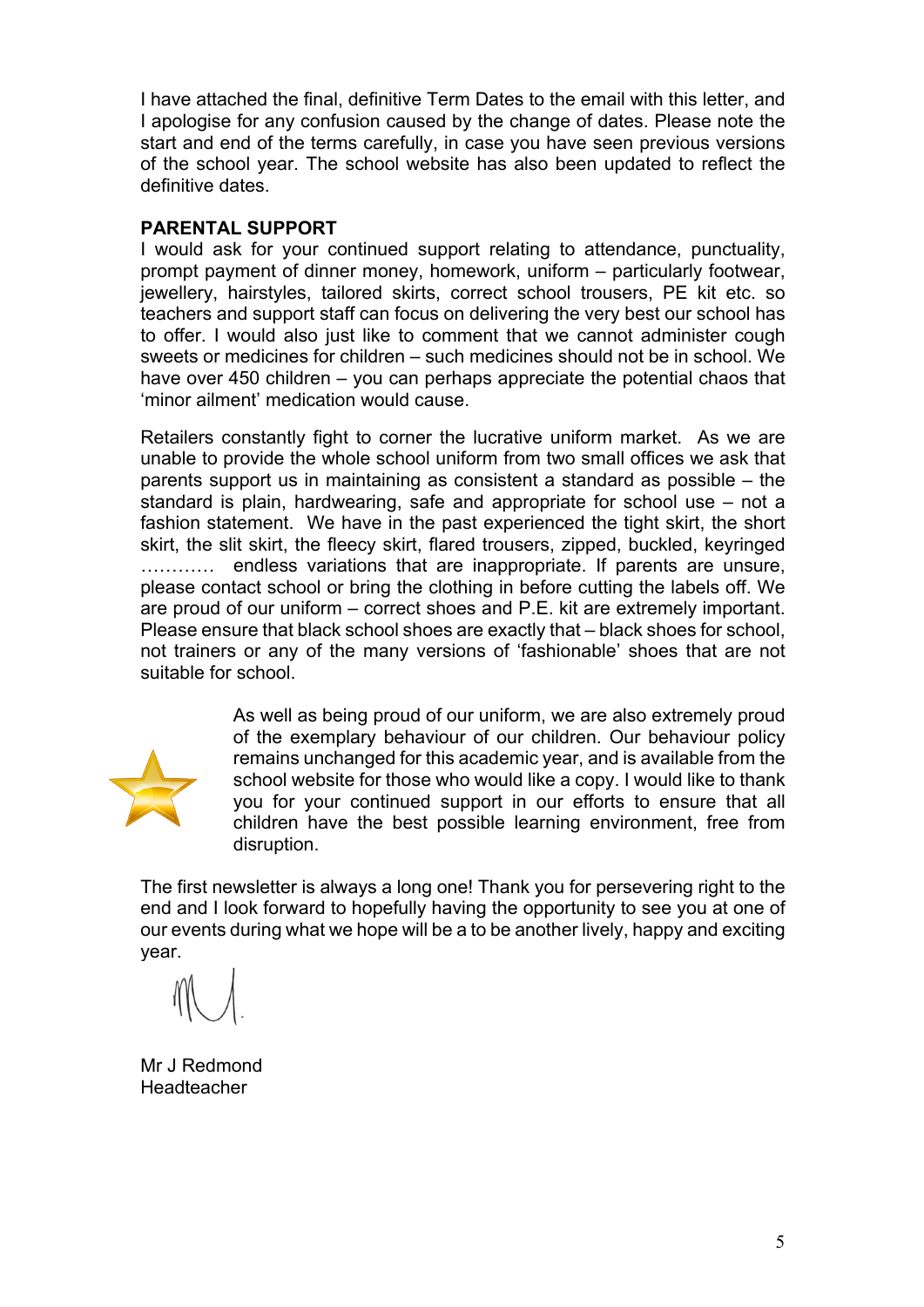I have attached the final, definitive Term Dates to the email with this letter, and I apologise for any confusion caused by the change of dates. Please note the start and end of the terms carefully, in case you have seen previous versions of the school year. The school website has also been updated to reflect the definitive dates.

**PARENTAL SUPPORT**

I would ask for your continued support relating to attendance, punctuality, prompt payment of dinner money, homework, uniform – particularly footwear, jewellery, hairstyles, tailored skirts, correct school trousers, PE kit etc. so teachers and support staff can focus on delivering the very best our school has to offer. I would also just like to comment that we cannot administer cough sweets or medicines for children – such medicines should not be in school. We have over 450 children – you can perhaps appreciate the potential chaos that 'minor ailment' medication would cause.

Retailers constantly fight to corner the lucrative uniform market. As we are unable to provide the whole school uniform from two small offices we ask that parents support us in maintaining as consistent a standard as possible – the standard is plain, hardwearing, safe and appropriate for school use – not a fashion statement. We have in the past experienced the tight skirt, the short skirt, the slit skirt, the fleecy skirt, flared trousers, zipped, buckled, keyringed ………… endless variations that are inappropriate. If parents are unsure, please contact school or bring the clothing in before cutting the labels off. We are proud of our uniform – correct shoes and P.E. kit are extremely important. Please ensure that black school shoes are exactly that – black shoes for school, not trainers or any of the many versions of 'fashionable' shoes that are not suitable for school.

As well as being proud of our uniform, we are also extremely proud of the exemplary behaviour of our children. Our behaviour policy remains unchanged for this academic year, and is available from the school website for those who would like a copy. I would like to thank you for your continued support in our efforts to ensure that all children have the best possible learning environment, free from disruption.

The first newsletter is always a long one! Thank you for persevering right to the end and I look forward to hopefully having the opportunity to see you at one of our events during what we hope will be a to be another lively, happy and exciting year.

Mr J Redmond  
Headteacher